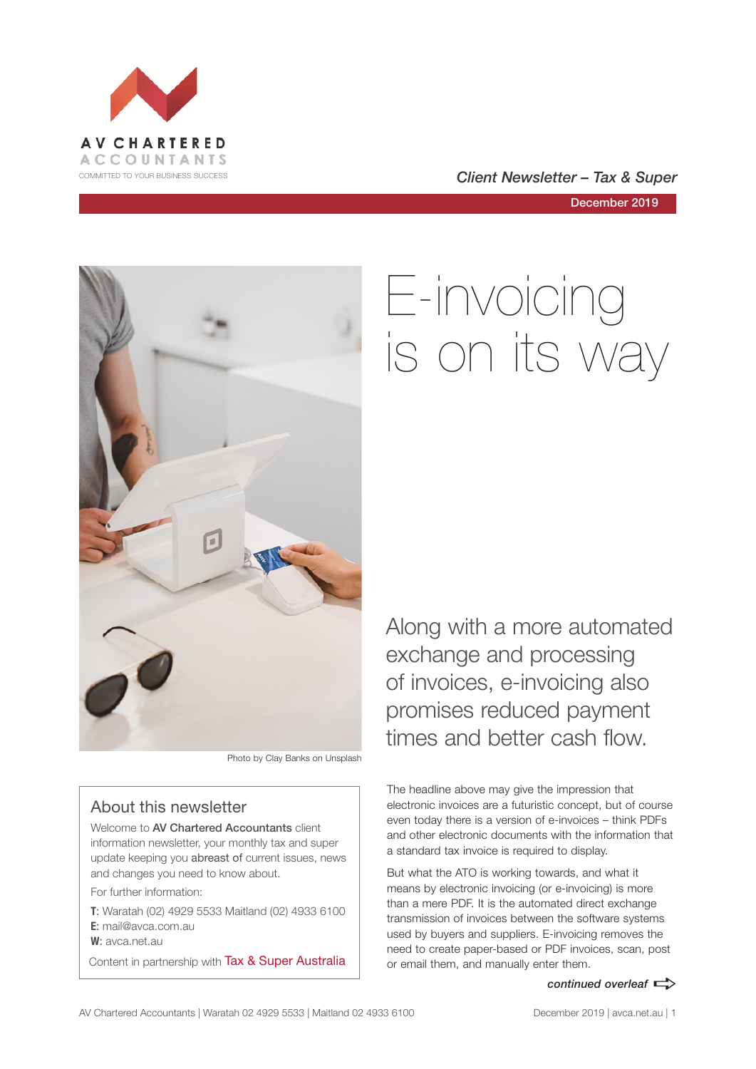AV CHARTERED ACCOUNTANTS

COMMITTED TO YOUR BUSINESS SUCCESS

*Client Newsletter – Tax & Super*

December 2019

# E-invoicing is on its way

Photo by Clay Banks on Unsplash

Along with a more automated exchange and processing of invoices, e-invoicing also promises reduced payment times and better cash flow.

The headline above may give the impression that electronic invoices are a futuristic concept, but of course even today there is a version of e-invoices – think PDFs and other electronic documents with the information that a standard tax invoice is required to display.

But what the ATO is working towards, and what it means by electronic invoicing (or e-invoicing) is more than a mere PDF. It is the automated direct exchange transmission of invoices between the software systems used by buyers and suppliers. E-invoicing removes the need to create paper-based or PDF invoices, scan, post or email them, and manually enter them.

***continued overleaf***

## About this newsletter

Welcome to **AV Chartered Accountants** client information newsletter, your monthly tax and super update keeping you **abreast of** current issues, news and changes you need to know about.

For further information:

**T**: Waratah (02) 4929 5533 Maitland (02) 4933 6100
**E**: mail@avca.com.au
**W**: avca.net.au

Content in partnership with Tax & Super Australia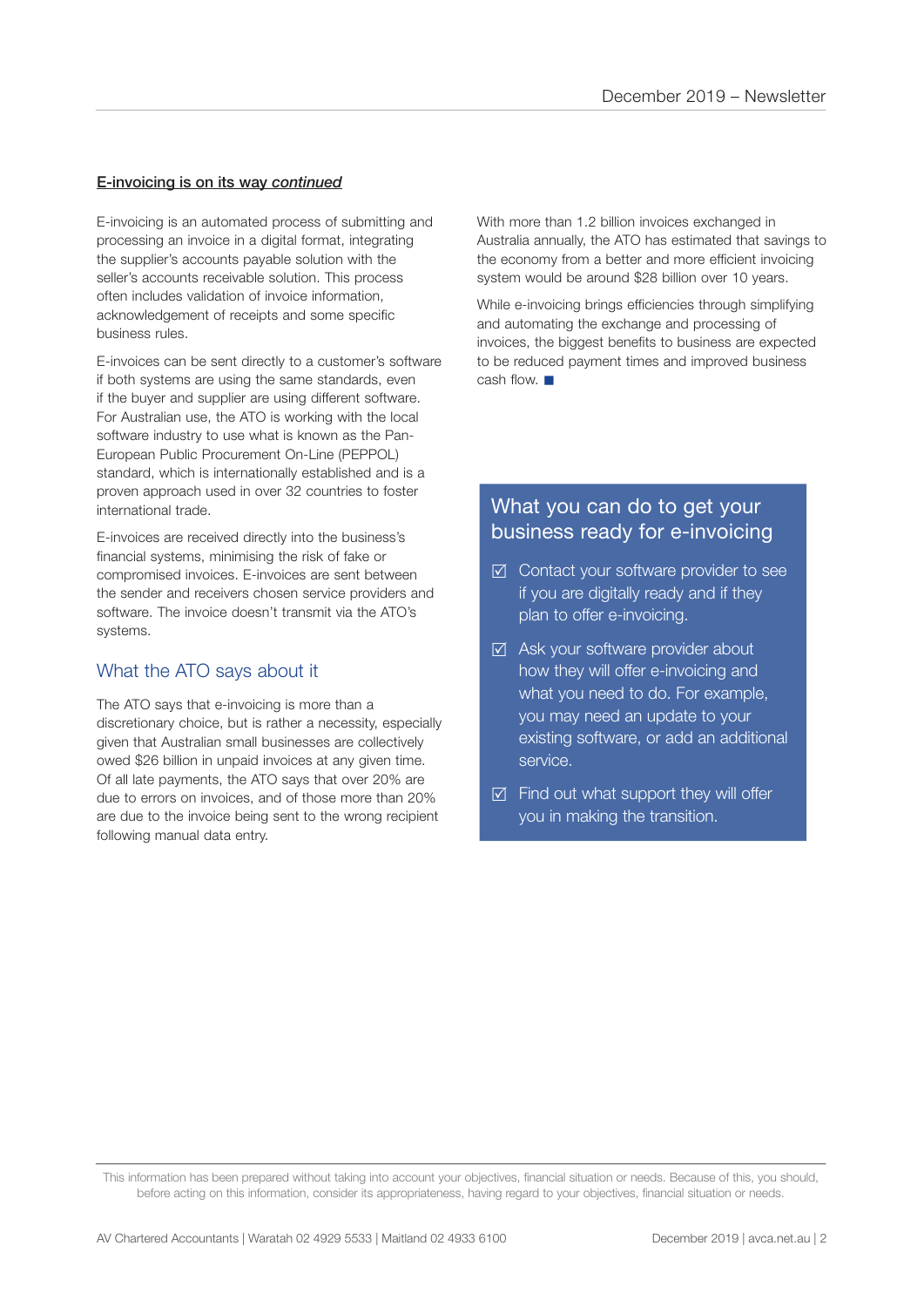**E-invoicing is on its way *continued***

E-invoicing is an automated process of submitting and processing an invoice in a digital format, integrating the supplier's accounts payable solution with the seller's accounts receivable solution. This process often includes validation of invoice information, acknowledgement of receipts and some specific business rules.

E-invoices can be sent directly to a customer's software if both systems are using the same standards, even if the buyer and supplier are using different software. For Australian use, the ATO is working with the local software industry to use what is known as the Pan-European Public Procurement On-Line (PEPPOL) standard, which is internationally established and is a proven approach used in over 32 countries to foster international trade.

E-invoices are received directly into the business's financial systems, minimising the risk of fake or compromised invoices. E-invoices are sent between the sender and receivers chosen service providers and software. The invoice doesn't transmit via the ATO's systems.

## What the ATO says about it

The ATO says that e-invoicing is more than a discretionary choice, but is rather a necessity, especially given that Australian small businesses are collectively owed $26 billion in unpaid invoices at any given time. Of all late payments, the ATO says that over 20% are due to errors on invoices, and of those more than 20% are due to the invoice being sent to the wrong recipient following manual data entry.

With more than 1.2 billion invoices exchanged in Australia annually, the ATO has estimated that savings to the economy from a better and more efficient invoicing system would be around $28 billion over 10 years.

While e-invoicing brings efficiencies through simplifying and automating the exchange and processing of invoices, the biggest benefits to business are expected to be reduced payment times and improved business cash flow. ■

## What you can do to get your business ready for e-invoicing

- ☑ Contact your software provider to see if you are digitally ready and if they plan to offer e-invoicing.
- ☑ Ask your software provider about how they will offer e-invoicing and what you need to do. For example, you may need an update to your existing software, or add an additional service.
- ☑ Find out what support they will offer you in making the transition.

This information has been prepared without taking into account your objectives, financial situation or needs. Because of this, you should, before acting on this information, consider its appropriateness, having regard to your objectives, financial situation or needs.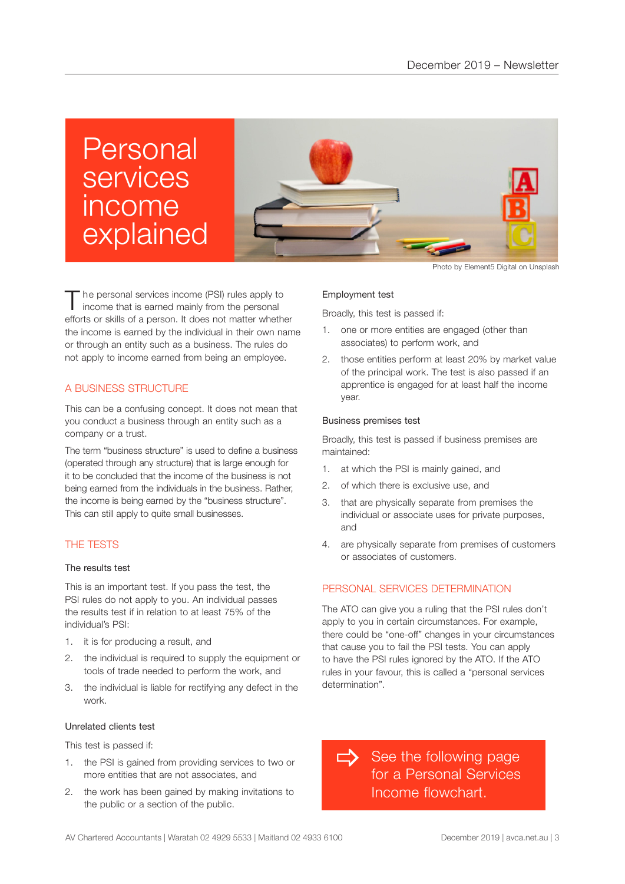# Personal services income explained

Photo by Element5 Digital on Unsplash

The personal services income (PSI) rules apply to income that is earned mainly from the personal efforts or skills of a person. It does not matter whether the income is earned by the individual in their own name or through an entity such as a business. The rules do not apply to income earned from being an employee.

## A BUSINESS STRUCTURE

This can be a confusing concept. It does not mean that you conduct a business through an entity such as a company or a trust.

The term "business structure" is used to define a business (operated through any structure) that is large enough for it to be concluded that the income of the business is not being earned from the individuals in the business. Rather, the income is being earned by the "business structure". This can still apply to quite small businesses.

## THE TESTS

### The results test

This is an important test. If you pass the test, the PSI rules do not apply to you. An individual passes the results test if in relation to at least 75% of the individual's PSI:

1. it is for producing a result, and
2. the individual is required to supply the equipment or tools of trade needed to perform the work, and
3. the individual is liable for rectifying any defect in the work.

### Unrelated clients test

This test is passed if:

1. the PSI is gained from providing services to two or more entities that are not associates, and
2. the work has been gained by making invitations to the public or a section of the public.

### Employment test

Broadly, this test is passed if:

1. one or more entities are engaged (other than associates) to perform work, and
2. those entities perform at least 20% by market value of the principal work. The test is also passed if an apprentice is engaged for at least half the income year.

### Business premises test

Broadly, this test is passed if business premises are maintained:

1. at which the PSI is mainly gained, and
2. of which there is exclusive use, and
3. that are physically separate from premises the individual or associate uses for private purposes, and
4. are physically separate from premises of customers or associates of customers.

## PERSONAL SERVICES DETERMINATION

The ATO can give you a ruling that the PSI rules don't apply to you in certain circumstances. For example, there could be "one-off" changes in your circumstances that cause you to fail the PSI tests. You can apply to have the PSI rules ignored by the ATO. If the ATO rules in your favour, this is called a "personal services determination".

See the following page for a Personal Services Income flowchart.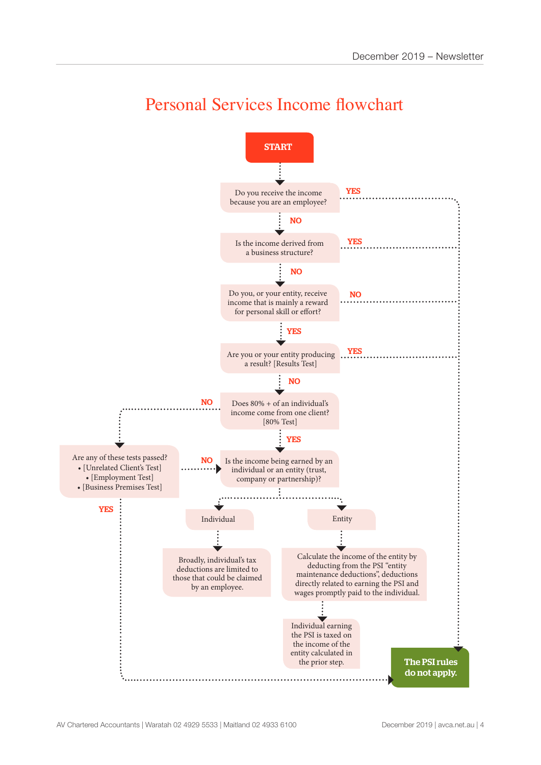# Personal Services Income flowchart

**START**

Do you receive the income because you are an employee?
- YES → The PSI rules do not apply.
- NO ↓

Is the income derived from a business structure?
- YES → The PSI rules do not apply.
- NO ↓

Do you, or your entity, receive income that is mainly a reward for personal skill or effort?
- NO → The PSI rules do not apply.
- YES ↓

Are you or your entity producing a result? [Results Test]
- YES → The PSI rules do not apply.
- NO ↓

Does 80% + of an individual's income come from one client? [80% Test]
- NO → Are any of these tests passed?
  - [Unrelated Client's Test]
  - [Employment Test]
  - [Business Premises Test]
  - YES → The PSI rules do not apply.
  - NO → Is the income being earned by an individual or an entity (trust, company or partnership)?
- YES ↓

Is the income being earned by an individual or an entity (trust, company or partnership)?
- Individual → Broadly, individual's tax deductions are limited to those that could be claimed by an employee.
- Entity → Calculate the income of the entity by deducting from the PSI "entity maintenance deductions", deductions directly related to earning the PSI and wages promptly paid to the individual. → Individual earning the PSI is taxed on the income of the entity calculated in the prior step.

**The PSI rules do not apply.**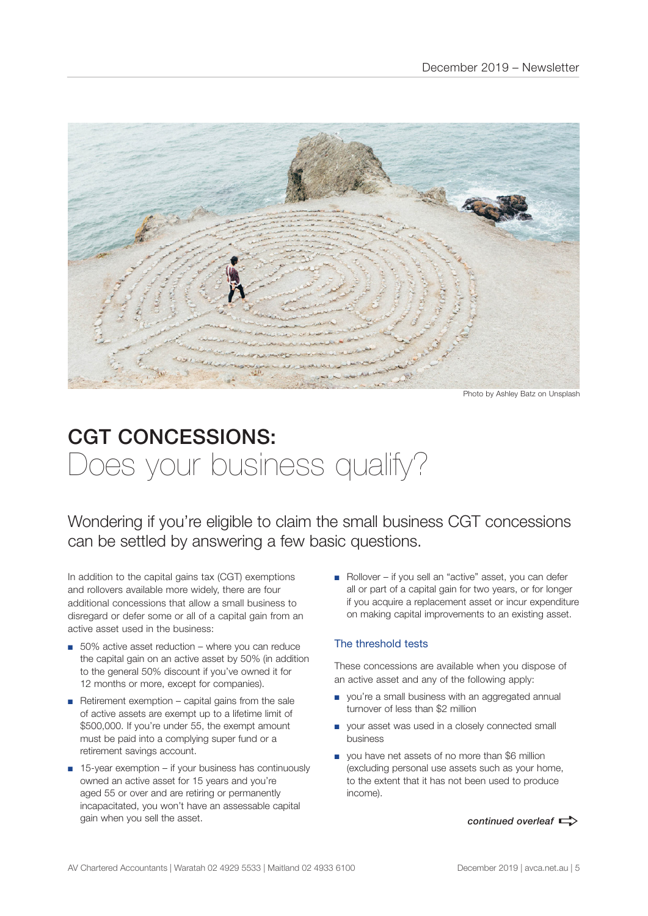Photo by Ashley Batz on Unsplash

# CGT CONCESSIONS: Does your business qualify?

## Wondering if you're eligible to claim the small business CGT concessions can be settled by answering a few basic questions.

In addition to the capital gains tax (CGT) exemptions and rollovers available more widely, there are four additional concessions that allow a small business to disregard or defer some or all of a capital gain from an active asset used in the business:

- 50% active asset reduction – where you can reduce the capital gain on an active asset by 50% (in addition to the general 50% discount if you've owned it for 12 months or more, except for companies).
- Retirement exemption – capital gains from the sale of active assets are exempt up to a lifetime limit of $500,000. If you're under 55, the exempt amount must be paid into a complying super fund or a retirement savings account.
- 15-year exemption – if your business has continuously owned an active asset for 15 years and you're aged 55 or over and are retiring or permanently incapacitated, you won't have an assessable capital gain when you sell the asset.
- Rollover – if you sell an "active" asset, you can defer all or part of a capital gain for two years, or for longer if you acquire a replacement asset or incur expenditure on making capital improvements to an existing asset.

### The threshold tests

These concessions are available when you dispose of an active asset and any of the following apply:

- you're a small business with an aggregated annual turnover of less than $2 million
- your asset was used in a closely connected small business
- you have net assets of no more than $6 million (excluding personal use assets such as your home, to the extent that it has not been used to produce income).

*continued overleaf*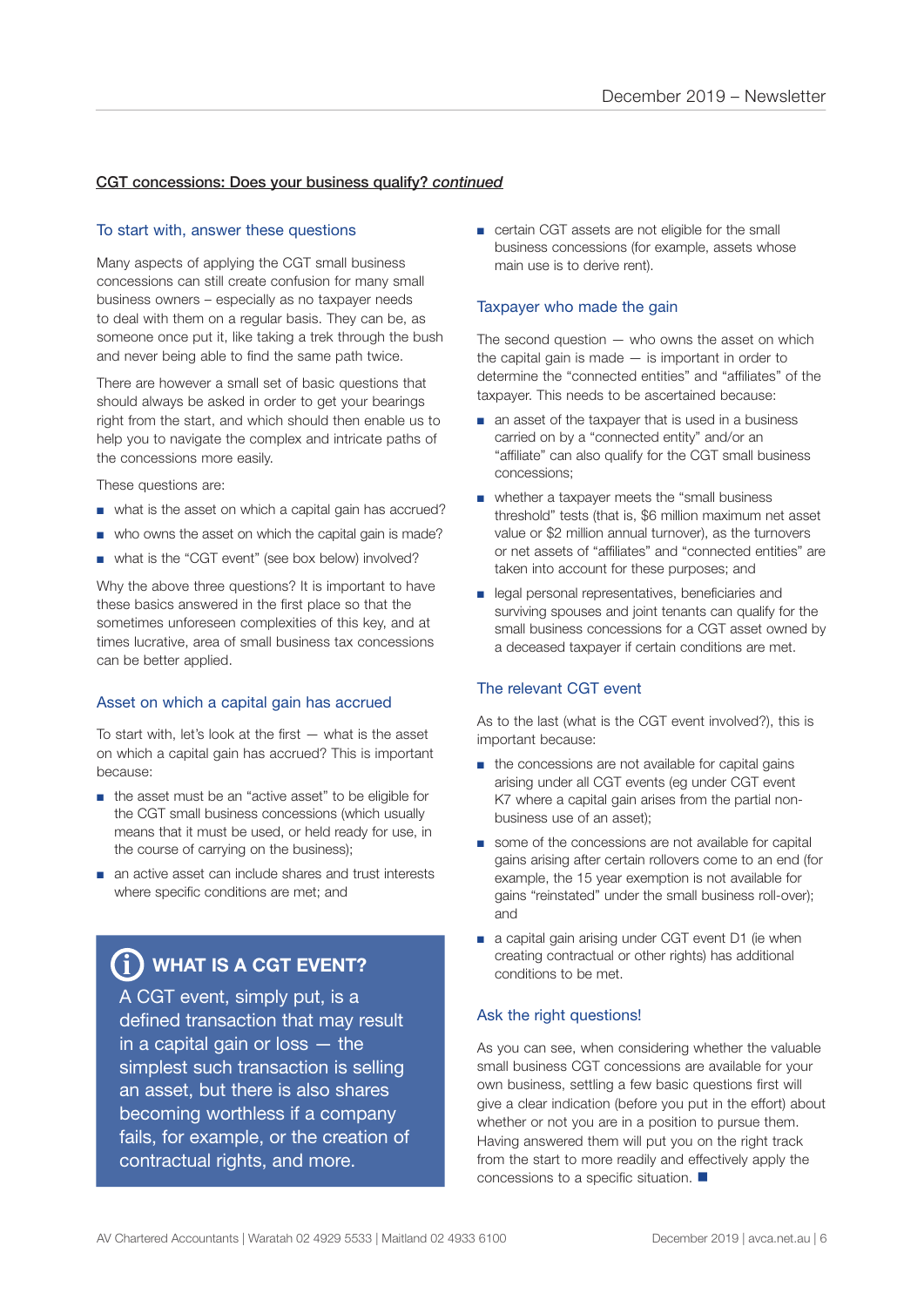## CGT concessions: Does your business qualify? *continued*

### To start with, answer these questions

Many aspects of applying the CGT small business concessions can still create confusion for many small business owners – especially as no taxpayer needs to deal with them on a regular basis. They can be, as someone once put it, like taking a trek through the bush and never being able to find the same path twice.

There are however a small set of basic questions that should always be asked in order to get your bearings right from the start, and which should then enable us to help you to navigate the complex and intricate paths of the concessions more easily.

These questions are:

- what is the asset on which a capital gain has accrued?
- who owns the asset on which the capital gain is made?
- what is the "CGT event" (see box below) involved?

Why the above three questions? It is important to have these basics answered in the first place so that the sometimes unforeseen complexities of this key, and at times lucrative, area of small business tax concessions can be better applied.

### Asset on which a capital gain has accrued

To start with, let's look at the first — what is the asset on which a capital gain has accrued? This is important because:

- the asset must be an "active asset" to be eligible for the CGT small business concessions (which usually means that it must be used, or held ready for use, in the course of carrying on the business);
- an active asset can include shares and trust interests where specific conditions are met; and
- certain CGT assets are not eligible for the small business concessions (for example, assets whose main use is to derive rent).

> **WHAT IS A CGT EVENT?**
>
> A CGT event, simply put, is a defined transaction that may result in a capital gain or loss — the simplest such transaction is selling an asset, but there is also shares becoming worthless if a company fails, for example, or the creation of contractual rights, and more.

### Taxpayer who made the gain

The second question — who owns the asset on which the capital gain is made — is important in order to determine the "connected entities" and "affiliates" of the taxpayer. This needs to be ascertained because:

- an asset of the taxpayer that is used in a business carried on by a "connected entity" and/or an "affiliate" can also qualify for the CGT small business concessions;
- whether a taxpayer meets the "small business threshold" tests (that is, $6 million maximum net asset value or $2 million annual turnover), as the turnovers or net assets of "affiliates" and "connected entities" are taken into account for these purposes; and
- legal personal representatives, beneficiaries and surviving spouses and joint tenants can qualify for the small business concessions for a CGT asset owned by a deceased taxpayer if certain conditions are met.

### The relevant CGT event

As to the last (what is the CGT event involved?), this is important because:

- the concessions are not available for capital gains arising under all CGT events (eg under CGT event K7 where a capital gain arises from the partial non-business use of an asset);
- some of the concessions are not available for capital gains arising after certain rollovers come to an end (for example, the 15 year exemption is not available for gains "reinstated" under the small business roll-over); and
- a capital gain arising under CGT event D1 (ie when creating contractual or other rights) has additional conditions to be met.

### Ask the right questions!

As you can see, when considering whether the valuable small business CGT concessions are available for your own business, settling a few basic questions first will give a clear indication (before you put in the effort) about whether or not you are in a position to pursue them. Having answered them will put you on the right track from the start to more readily and effectively apply the concessions to a specific situation. ■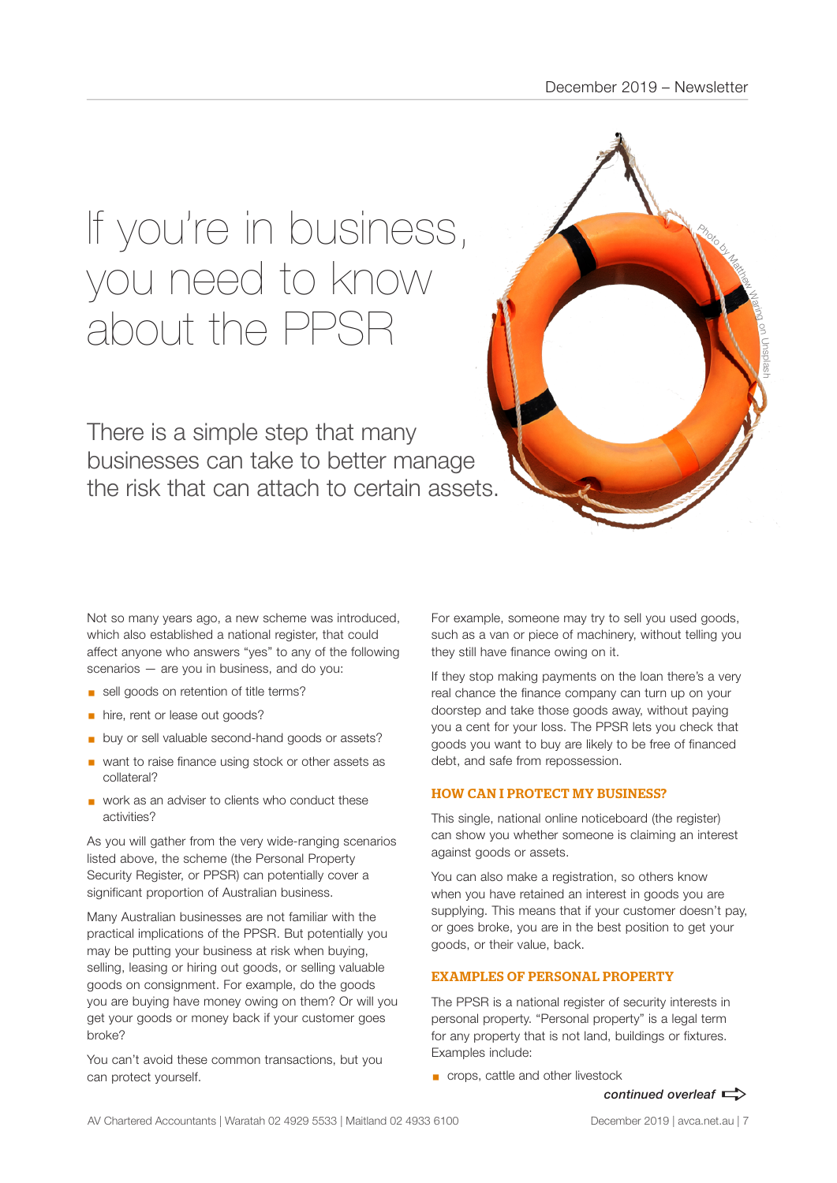# If you're in business, you need to know about the PPSR

There is a simple step that many businesses can take to better manage the risk that can attach to certain assets.

Not so many years ago, a new scheme was introduced, which also established a national register, that could affect anyone who answers "yes" to any of the following scenarios — are you in business, and do you:

- sell goods on retention of title terms?
- hire, rent or lease out goods?
- buy or sell valuable second-hand goods or assets?
- want to raise finance using stock or other assets as collateral?
- work as an adviser to clients who conduct these activities?

As you will gather from the very wide-ranging scenarios listed above, the scheme (the Personal Property Security Register, or PPSR) can potentially cover a significant proportion of Australian business.

Many Australian businesses are not familiar with the practical implications of the PPSR. But potentially you may be putting your business at risk when buying, selling, leasing or hiring out goods, or selling valuable goods on consignment. For example, do the goods you are buying have money owing on them? Or will you get your goods or money back if your customer goes broke?

You can't avoid these common transactions, but you can protect yourself.

For example, someone may try to sell you used goods, such as a van or piece of machinery, without telling you they still have finance owing on it.

If they stop making payments on the loan there's a very real chance the finance company can turn up on your doorstep and take those goods away, without paying you a cent for your loss. The PPSR lets you check that goods you want to buy are likely to be free of financed debt, and safe from repossession.

## HOW CAN I PROTECT MY BUSINESS?

This single, national online noticeboard (the register) can show you whether someone is claiming an interest against goods or assets.

You can also make a registration, so others know when you have retained an interest in goods you are supplying. This means that if your customer doesn't pay, or goes broke, you are in the best position to get your goods, or their value, back.

## EXAMPLES OF PERSONAL PROPERTY

The PPSR is a national register of security interests in personal property. "Personal property" is a legal term for any property that is not land, buildings or fixtures. Examples include:

- crops, cattle and other livestock

*continued overleaf*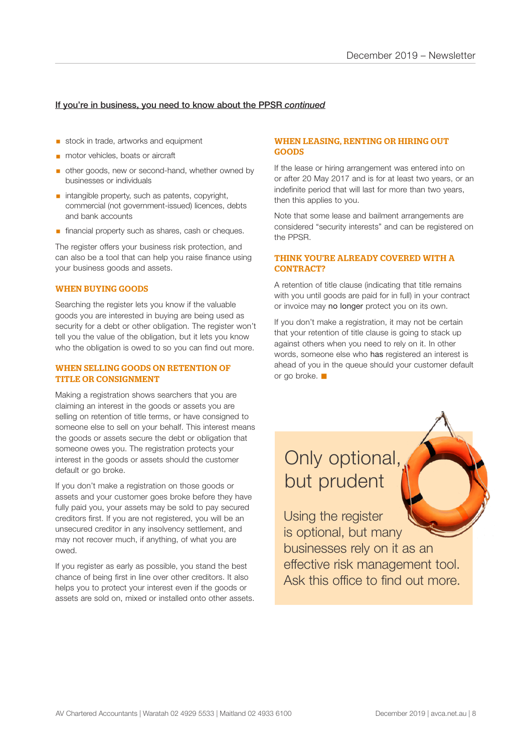If you're in business, you need to know about the PPSR *continued*

- stock in trade, artworks and equipment
- motor vehicles, boats or aircraft
- other goods, new or second-hand, whether owned by businesses or individuals
- intangible property, such as patents, copyright, commercial (not government-issued) licences, debts and bank accounts
- financial property such as shares, cash or cheques.

The register offers your business risk protection, and can also be a tool that can help you raise finance using your business goods and assets.

## WHEN BUYING GOODS

Searching the register lets you know if the valuable goods you are interested in buying are being used as security for a debt or other obligation. The register won't tell you the value of the obligation, but it lets you know who the obligation is owed to so you can find out more.

## WHEN SELLING GOODS ON RETENTION OF TITLE OR CONSIGNMENT

Making a registration shows searchers that you are claiming an interest in the goods or assets you are selling on retention of title terms, or have consigned to someone else to sell on your behalf. This interest means the goods or assets secure the debt or obligation that someone owes you. The registration protects your interest in the goods or assets should the customer default or go broke.

If you don't make a registration on those goods or assets and your customer goes broke before they have fully paid you, your assets may be sold to pay secured creditors first. If you are not registered, you will be an unsecured creditor in any insolvency settlement, and may not recover much, if anything, of what you are owed.

If you register as early as possible, you stand the best chance of being first in line over other creditors. It also helps you to protect your interest even if the goods or assets are sold on, mixed or installed onto other assets.

## WHEN LEASING, RENTING OR HIRING OUT GOODS

If the lease or hiring arrangement was entered into on or after 20 May 2017 and is for at least two years, or an indefinite period that will last for more than two years, then this applies to you.

Note that some lease and bailment arrangements are considered "security interests" and can be registered on the PPSR.

## THINK YOU'RE ALREADY COVERED WITH A CONTRACT?

A retention of title clause (indicating that title remains with you until goods are paid for in full) in your contract or invoice may **no longer** protect you on its own.

If you don't make a registration, it may not be certain that your retention of title clause is going to stack up against others when you need to rely on it. In other words, someone else who **has** registered an interest is ahead of you in the queue should your customer default or go broke. ■

## Only optional, but prudent

Using the register is optional, but many businesses rely on it as an effective risk management tool. Ask this office to find out more.